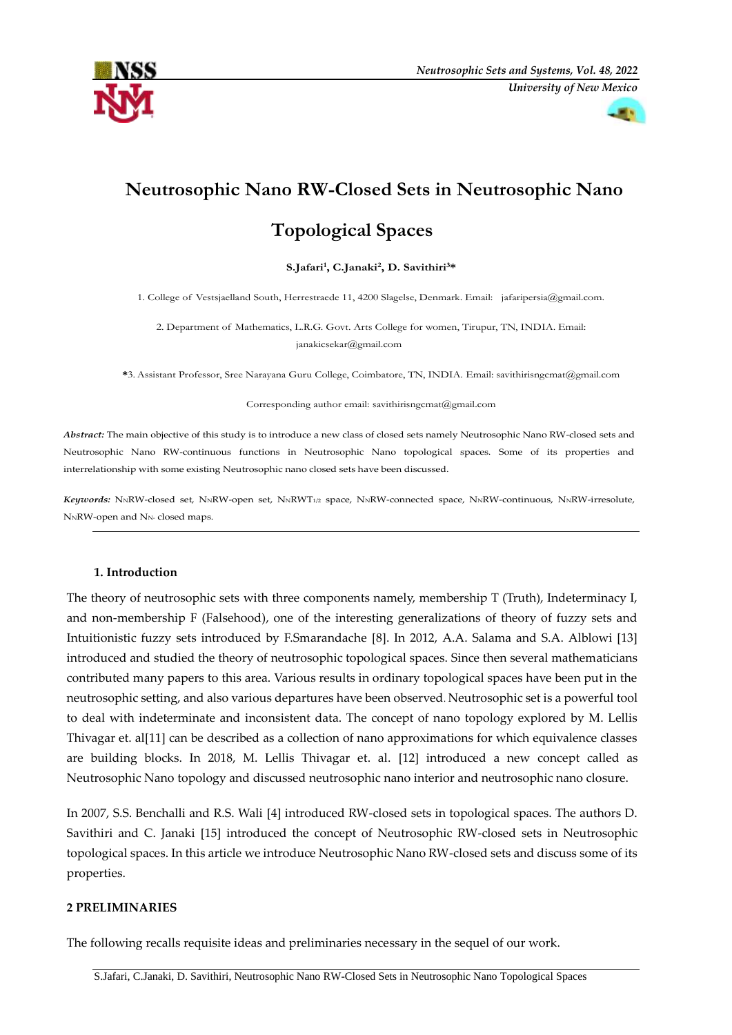# Neutrosophic Nano RW-Closed Sets in Neutrosophic Nano Topological Spaces

**S.Jafari[1], C.Janaki[2], D. Savithiri[3]\***

1. College of Vestsjaelland South, Herrestraede 11, 4200 Slagelse, Denmark. Email: jafaripersia@gmail.com.

2. Department of Mathematics, L.R.G. Govt. Arts College for women, Tirupur, TN, INDIA. Email: janakicsekar@gmail.com

\*3. Assistant Professor, Sree Narayana Guru College, Coimbatore, TN, INDIA. Email: savithirisngcmat@gmail.com

Corresponding author email: savithirisngcmat@gmail.com

***Abstract:*** The main objective of this study is to introduce a new class of closed sets namely Neutrosophic Nano RW-closed sets and Neutrosophic Nano RW-continuous functions in Neutrosophic Nano topological spaces. Some of its properties and interrelationship with some existing Neutrosophic nano closed sets have been discussed.

***Keywords:*** $N_N$RW-closed set, $N_N$RW-open set, $N_N$RW$T_{1/2}$ space, $N_N$RW-connected space, $N_N$RW-continuous, $N_N$RW-irresolute, $N_N$RW-open and $N_{N-}$ closed maps.

## 1. Introduction

The theory of neutrosophic sets with three components namely, membership T (Truth), Indeterminacy I, and non-membership F (Falsehood), one of the interesting generalizations of theory of fuzzy sets and Intuitionistic fuzzy sets introduced by F.Smarandache [8]. In 2012, A.A. Salama and S.A. Alblowi [13] introduced and studied the theory of neutrosophic topological spaces. Since then several mathematicians contributed many papers to this area. Various results in ordinary topological spaces have been put in the neutrosophic setting, and also various departures have been observed. Neutrosophic set is a powerful tool to deal with indeterminate and inconsistent data. The concept of nano topology explored by M. Lellis Thivagar et. al[11] can be described as a collection of nano approximations for which equivalence classes are building blocks. In 2018, M. Lellis Thivagar et. al. [12] introduced a new concept called as Neutrosophic Nano topology and discussed neutrosophic nano interior and neutrosophic nano closure.

In 2007, S.S. Benchalli and R.S. Wali [4] introduced RW-closed sets in topological spaces. The authors D. Savithiri and C. Janaki [15] introduced the concept of Neutrosophic RW-closed sets in Neutrosophic topological spaces. In this article we introduce Neutrosophic Nano RW-closed sets and discuss some of its properties.

## 2 PRELIMINARIES

The following recalls requisite ideas and preliminaries necessary in the sequel of our work.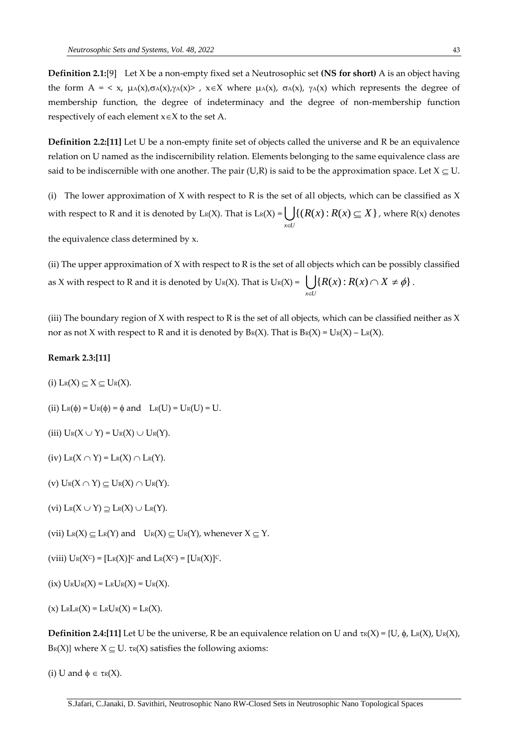**Definition 2.1:**[9] Let X be a non-empty fixed set a Neutrosophic set **(NS for short)** A is an object having the form A = < x, $\mu_A(x),\sigma_A(x),\gamma_A(x)$> , x∈X where $\mu_A(x)$, $\sigma_A(x)$, $\gamma_A(x)$ which represents the degree of membership function, the degree of indeterminacy and the degree of non-membership function respectively of each element x∈X to the set A.

**Definition 2.2:[11]** Let U be a non-empty finite set of objects called the universe and R be an equivalence relation on U named as the indiscernibility relation. Elements belonging to the same equivalence class are said to be indiscernible with one another. The pair (U,R) is said to be the approximation space. Let $X \subseteq U$.

(i) The lower approximation of X with respect to R is the set of all objects, which can be classified as X with respect to R and it is denoted by $L_R(X)$. That is $L_R(X) = \bigcup_{x \in U} \{(R(x) : R(x) \subseteq X\}$, where R(x) denotes the equivalence class determined by x.

(ii) The upper approximation of X with respect to R is the set of all objects which can be possibly classified as X with respect to R and it is denoted by $U_R(X)$. That is $U_R(X) = \bigcup_{x \in U} \{R(x) : R(x) \cap X \neq \phi\}$.

(iii) The boundary region of X with respect to R is the set of all objects, which can be classified neither as X nor as not X with respect to R and it is denoted by $B_R(X)$. That is $B_R(X) = U_R(X) – L_R(X)$.

**Remark 2.3:[11]**

(i) $L_R(X) \subseteq X \subseteq U_R(X)$.

(ii) $L_R(\phi) = U_R(\phi) = \phi$ and $L_R(U) = U_R(U) = U$.

(iii) $U_R(X \cup Y) = U_R(X) \cup U_R(Y)$.

(iv) $L_R(X \cap Y) = L_R(X) \cap L_R(Y)$.

(v) $U_R(X \cap Y) \subseteq U_R(X) \cap U_R(Y)$.

(vi) $L_R(X \cup Y) \supseteq L_R(X) \cup L_R(Y)$.

(vii) $L_R(X) \subseteq L_R(Y)$ and $U_R(X) \subseteq U_R(Y)$, whenever $X \subseteq Y$.

(viii) $U_R(X^C) = [L_R(X)]^C$ and $L_R(X^C) = [U_R(X)]^C$.

(ix) $U_RU_R(X) = L_RU_R(X) = U_R(X)$.

(x) $L_RL_R(X) = L_RU_R(X) = L_R(X)$.

**Definition 2.4:[11]** Let U be the universe, R be an equivalence relation on U and $\tau_R(X) = \{U, \phi, L_R(X), U_R(X), B_R(X)\}$ where $X \subseteq U$. $\tau_R(X)$ satisfies the following axioms:

(i) U and $\phi \in \tau_R(X)$.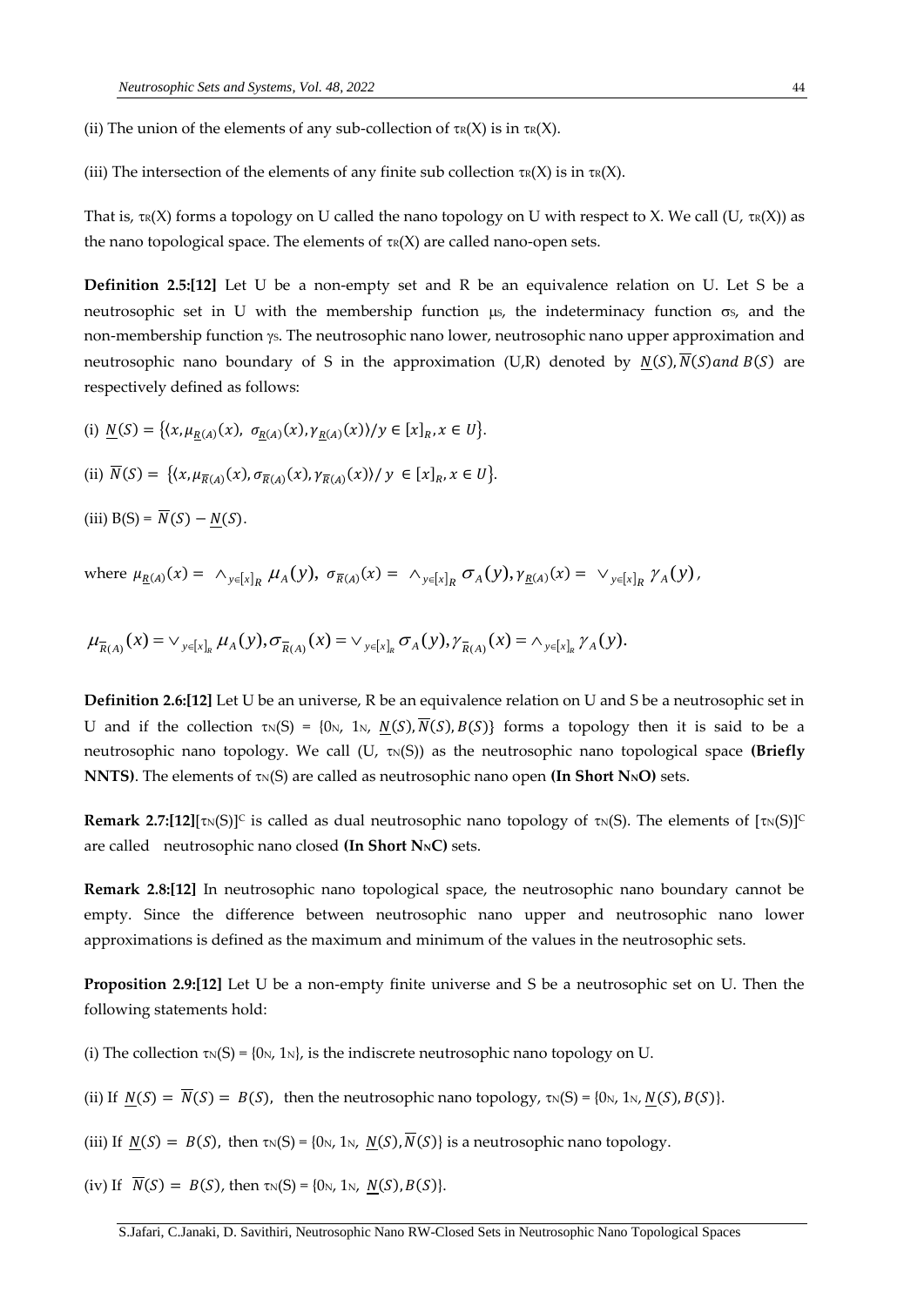(ii) The union of the elements of any sub-collection of $\tau_R(X)$ is in $\tau_R(X)$.

(iii) The intersection of the elements of any finite sub collection $\tau_R(X)$ is in $\tau_R(X)$.

That is, $\tau_R(X)$ forms a topology on U called the nano topology on U with respect to X. We call (U, $\tau_R(X)$) as the nano topological space. The elements of $\tau_R(X)$ are called nano-open sets.

**Definition 2.5:[12]** Let U be a non-empty set and R be an equivalence relation on U. Let S be a neutrosophic set in U with the membership function $\mu_S$, the indeterminacy function $\sigma_S$, and the non-membership function $\gamma_S$. The neutrosophic nano lower, neutrosophic nano upper approximation and neutrosophic nano boundary of S in the approximation (U,R) denoted by $\underline{N}(S), \overline{N}(S) and\ B(S)$ are respectively defined as follows:

(i) $\underline{N}(S) = \{\langle x, \mu_{\underline{R}(A)}(x),\ \sigma_{\underline{R}(A)}(x), \gamma_{\underline{R}(A)}(x)\rangle / y \in [x]_R, x \in U\}$.

(ii) $\overline{N}(S) = \{\langle x, \mu_{\overline{R}(A)}(x), \sigma_{\overline{R}(A)}(x), \gamma_{\overline{R}(A)}(x)\rangle / \ y \in [x]_R, x \in U\}$.

(iii) B(S) = $\overline{N}(S) - \underline{N}(S)$.

where $\mu_{\underline{R}(A)}(x) = \wedge_{y \in [x]_R} \mu_A(y),\ \sigma_{\overline{R}(A)}(x) = \wedge_{y \in [x]_R} \sigma_A(y), \gamma_{\underline{R}(A)}(x) = \vee_{y \in [x]_R} \gamma_A(y)$,

$$\mu_{\overline{R}(A)}(x) = \vee_{y \in [x]_R} \mu_A(y), \sigma_{\overline{R}(A)}(x) = \vee_{y \in [x]_R} \sigma_A(y), \gamma_{\overline{R}(A)}(x) = \wedge_{y \in [x]_R} \gamma_A(y).$$

**Definition 2.6:[12]** Let U be an universe, R be an equivalence relation on U and S be a neutrosophic set in U and if the collection $\tau_N(S)$ = {$0_N$, $1_N$, $\underline{N}(S), \overline{N}(S), B(S)$} forms a topology then it is said to be a neutrosophic nano topology. We call (U, $\tau_N(S)$) as the neutrosophic nano topological space **(Briefly NNTS)**. The elements of $\tau_N(S)$ are called as neutrosophic nano open **(In Short $N_N$O)** sets.

**Remark 2.7:[12]**$[\tau_N(S)]^C$ is called as dual neutrosophic nano topology of $\tau_N(S)$. The elements of $[\tau_N(S)]^C$ are called neutrosophic nano closed **(In Short $N_N$C)** sets.

**Remark 2.8:[12]** In neutrosophic nano topological space, the neutrosophic nano boundary cannot be empty. Since the difference between neutrosophic nano upper and neutrosophic nano lower approximations is defined as the maximum and minimum of the values in the neutrosophic sets.

**Proposition 2.9:[12]** Let U be a non-empty finite universe and S be a neutrosophic set on U. Then the following statements hold:

(i) The collection $\tau_N(S)$ = {$0_N$, $1_N$}, is the indiscrete neutrosophic nano topology on U.

(ii) If $\underline{N}(S) = \overline{N}(S) = B(S)$, then the neutrosophic nano topology, $\tau_N(S)$ = {$0_N$, $1_N$, $\underline{N}(S), B(S)$}.

(iii) If $\underline{N}(S) = B(S)$, then $\tau_N(S)$ = {$0_N$, $1_N$, $\underline{N}(S), \overline{N}(S)$} is a neutrosophic nano topology.

(iv) If $\overline{N}(S) = B(S)$, then $\tau_N(S)$ = {$0_N$, $1_N$, $\underline{N}(S), B(S)$}.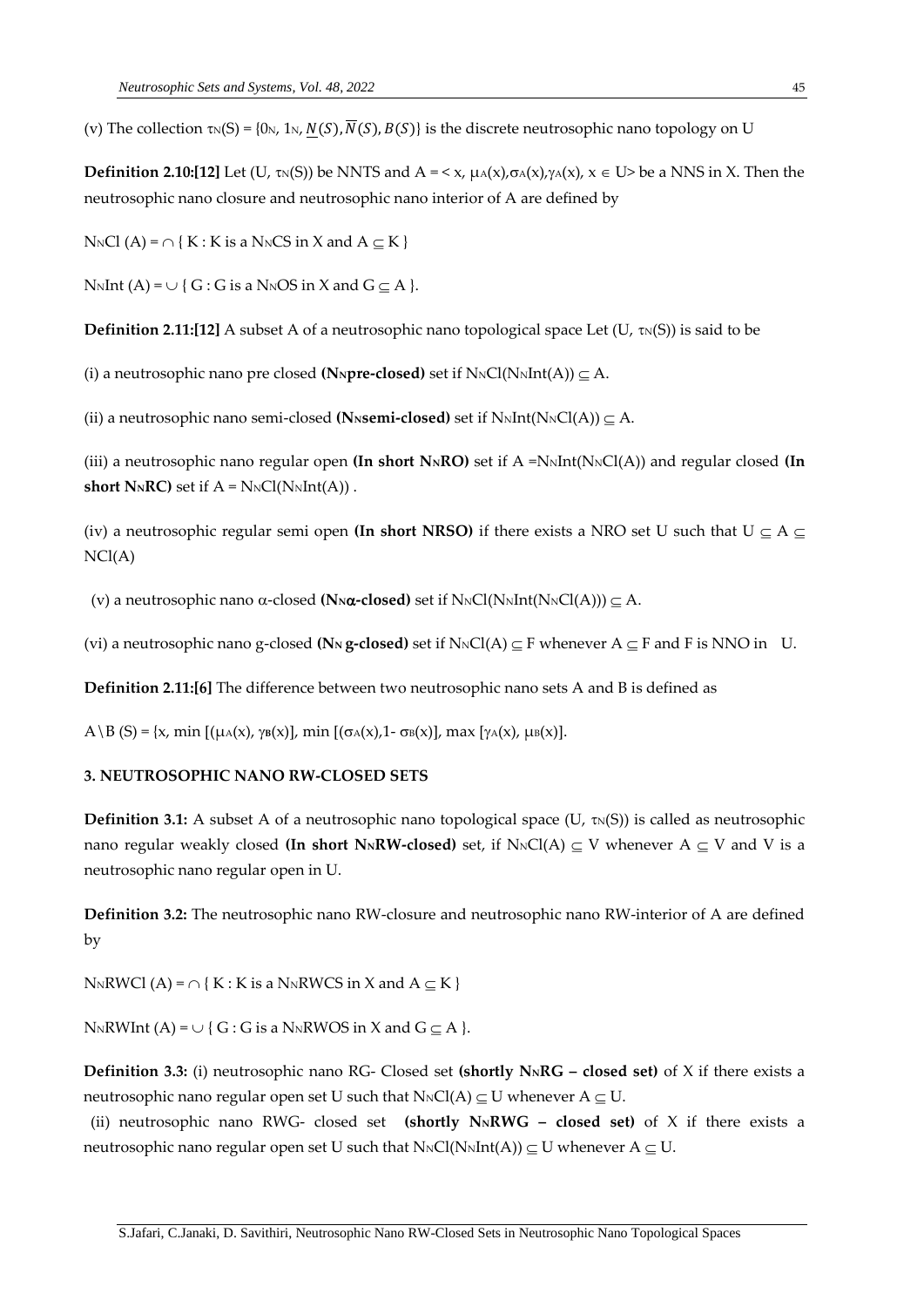(v) The collection $\tau_N(S) = \{0_N, 1_N, \underline{N}(S), \overline{N}(S), B(S)\}$ is the discrete neutrosophic nano topology on U

**Definition 2.10:[12]** Let (U, $\tau_N(S)$) be NNTS and $A = < x, \mu_A(x), \sigma_A(x), \gamma_A(x), x \in U>$ be a NNS in X. Then the neutrosophic nano closure and neutrosophic nano interior of A are defined by

$N_NCl(A) = \cap \{ K : K$ is a $N_NCS$ in X and $A \subseteq K \}$

$N_NInt(A) = \cup \{ G : G$ is a $N_NOS$ in X and $G \subseteq A \}$.

**Definition 2.11:[12]** A subset A of a neutrosophic nano topological space Let (U, $\tau_N(S)$) is said to be

(i) a neutrosophic nano pre closed **($N_N$pre-closed)** set if $N_NCl(N_NInt(A)) \subseteq A$.

(ii) a neutrosophic nano semi-closed **($N_N$semi-closed)** set if $N_NInt(N_NCl(A)) \subseteq A$.

(iii) a neutrosophic nano regular open **(In short $N_N$RO)** set if $A = N_NInt(N_NCl(A))$ and regular closed **(In short $N_N$RC)** set if $A = N_NCl(N_NInt(A))$ .

(iv) a neutrosophic regular semi open **(In short NRSO)** if there exists a NRO set U such that $U \subseteq A \subseteq NCl(A)$

(v) a neutrosophic nano $\alpha$-closed **($N_N\alpha$-closed)** set if $N_NCl(N_NInt(N_NCl(A))) \subseteq A$.

(vi) a neutrosophic nano g-closed **($N_N$ g-closed)** set if $N_NCl(A) \subseteq F$ whenever $A \subseteq F$ and F is NNO in U.

**Definition 2.11:[6]** The difference between two neutrosophic nano sets A and B is defined as

$A \setminus B (S) = \{x, \min [(\mu_A(x), \gamma_B(x)], \min [(\sigma_A(x), 1- \sigma_B(x)], \max [\gamma_A(x), \mu_B(x)]$.

## 3. NEUTROSOPHIC NANO RW-CLOSED SETS

**Definition 3.1:** A subset A of a neutrosophic nano topological space (U, $\tau_N(S)$) is called as neutrosophic nano regular weakly closed **(In short $N_N$RW-closed)** set, if $N_NCl(A) \subseteq V$ whenever $A \subseteq V$ and V is a neutrosophic nano regular open in U.

**Definition 3.2:** The neutrosophic nano RW-closure and neutrosophic nano RW-interior of A are defined by

$N_NRWCl(A) = \cap \{ K : K$ is a $N_NRWCS$ in X and $A \subseteq K \}$

$N_NRWInt(A) = \cup \{ G : G$ is a $N_NRWOS$ in X and $G \subseteq A \}$.

**Definition 3.3:** (i) neutrosophic nano RG- Closed set **(shortly $N_N$RG – closed set)** of X if there exists a neutrosophic nano regular open set U such that $N_NCl(A) \subseteq U$ whenever $A \subseteq U$.

(ii) neutrosophic nano RWG- closed set **(shortly $N_N$RWG – closed set)** of X if there exists a neutrosophic nano regular open set U such that $N_NCl(N_NInt(A)) \subseteq U$ whenever $A \subseteq U$.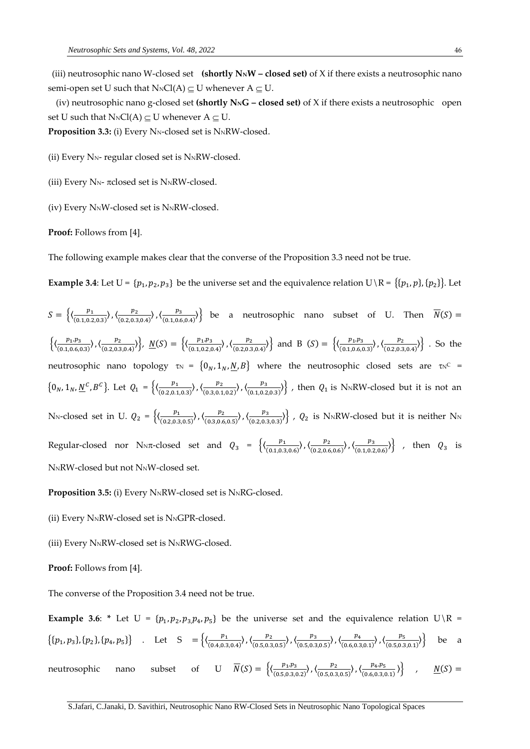(iii) neutrosophic nano W-closed set **(shortly $N_N W$ – closed set)** of X if there exists a neutrosophic nano semi-open set U such that $N_N Cl(A) \subseteq U$ whenever $A \subseteq U$.

(iv) neutrosophic nano g-closed set **(shortly $N_N G$ – closed set)** of X if there exists a neutrosophic open set U such that $N_N Cl(A) \subseteq U$ whenever $A \subseteq U$.

**Proposition 3.3:** (i) Every $N_N$-closed set is $N_N RW$-closed.

(ii) Every $N_N$- regular closed set is $N_N RW$-closed.

(iii) Every $N_N$- $\pi$closed set is $N_N RW$-closed.

(iv) Every $N_N W$-closed set is $N_N RW$-closed.

**Proof:** Follows from [4].

The following example makes clear that the converse of the Proposition 3.3 need not be true.

**Example 3.4**: Let U = $\{p_1, p_2, p_3\}$ be the universe set and the equivalence relation U\R = $\{\{p_1, p\}, \{p_2\}\}$. Let $S = \left\{\langle\frac{p_1}{(0.1,0.2,0.3)}\rangle, \langle\frac{p_2}{(0.2,0.3,0.4)}\rangle, \langle\frac{p_3}{(0.1,0.6,0.4)}\rangle\right\}$ be a neutrosophic nano subset of U. Then $\overline{N}(S) = \left\{\langle\frac{p_1,p_3}{(0.1,0.6,0.3)}\rangle, \langle\frac{p_2}{(0.2,0.3,0.4)}\rangle\right\}$, $\underline{N}(S) = \left\{\langle\frac{p_1,p_3}{(0.1,0.2,0.4)}\rangle, \langle\frac{p_2}{(0.2,0.3,0.4)}\rangle\right\}$ and B $(S) = \left\{\langle\frac{p_1,p_3}{(0.1,0.6,0.3)}\rangle, \langle\frac{p_2}{(0.2,0.3,0.4)}\rangle\right\}$. So the neutrosophic nano topology $\tau_N = \{0_N, 1_N, \underline{N}, B\}$ where the neutrosophic closed sets are $\tau_N^C = \{0_N, 1_N, \underline{N}^C, B^C\}$. Let $Q_1 = \left\{\langle\frac{p_1}{(0.2,0.1,0.3)}\rangle, \langle\frac{p_2}{(0.3,0.1,0.2)}\rangle, \langle\frac{p_3}{(0.1,0.2,0.3)}\rangle\right\}$, then $Q_1$ is $N_N RW$-closed but it is not an $N_N$-closed set in U. $Q_2 = \left\{\langle\frac{p_1}{(0.2,0.3,0.5)}\rangle, \langle\frac{p_2}{(0.3,0.6,0.5)}\rangle, \langle\frac{p_3}{(0.2,0.3,0.3)}\rangle\right\}$, $Q_2$ is $N_N RW$-closed but it is neither $N_N$ Regular-closed nor $N_N\pi$-closed set and $Q_3 = \left\{\langle\frac{p_1}{(0.1,0.3,0.6)}\rangle, \langle\frac{p_2}{(0.2,0.6,0.6)}\rangle, \langle\frac{p_3}{(0.1,0.2,0.6)}\rangle\right\}$, then $Q_3$ is $N_N RW$-closed but not $N_N W$-closed set.

**Proposition 3.5:** (i) Every $N_N RW$-closed set is $N_N RG$-closed.

(ii) Every $N_N RW$-closed set is $N_N GPR$-closed.

(iii) Every $N_N RW$-closed set is $N_N RWG$-closed.

**Proof:** Follows from [4].

The converse of the Proposition 3.4 need not be true.

**Example 3.6**: * Let U = $\{p_1, p_2, p_3 p_4, p_5\}$ be the universe set and the equivalence relation U\R = $\{\{p_1, p_3\}, \{p_2\}, \{p_4, p_5\}\}$. Let S $= \left\{\langle\frac{p_1}{(0.4,0.3,0.4)}\rangle, \langle\frac{p_2}{(0.5,0.3,0.5)}\rangle, \langle\frac{p_3}{(0.5,0.3,0.5)}\rangle, \langle\frac{p_4}{(0.6,0.3,0.1)}\rangle, \langle\frac{p_5}{(0.5,0.3,0.1)}\rangle\right\}$ be a neutrosophic nano subset of U $\overline{N}(S) = \left\{\langle\frac{p_1,p_3}{(0.5,0.3,0.2)}\rangle, \langle\frac{p_2}{(0.5,0.3,0.5)}\rangle, \langle\frac{p_4,p_5}{(0.6,0.3,0.1)}\rangle\right\}$, $\underline{N}(S) =$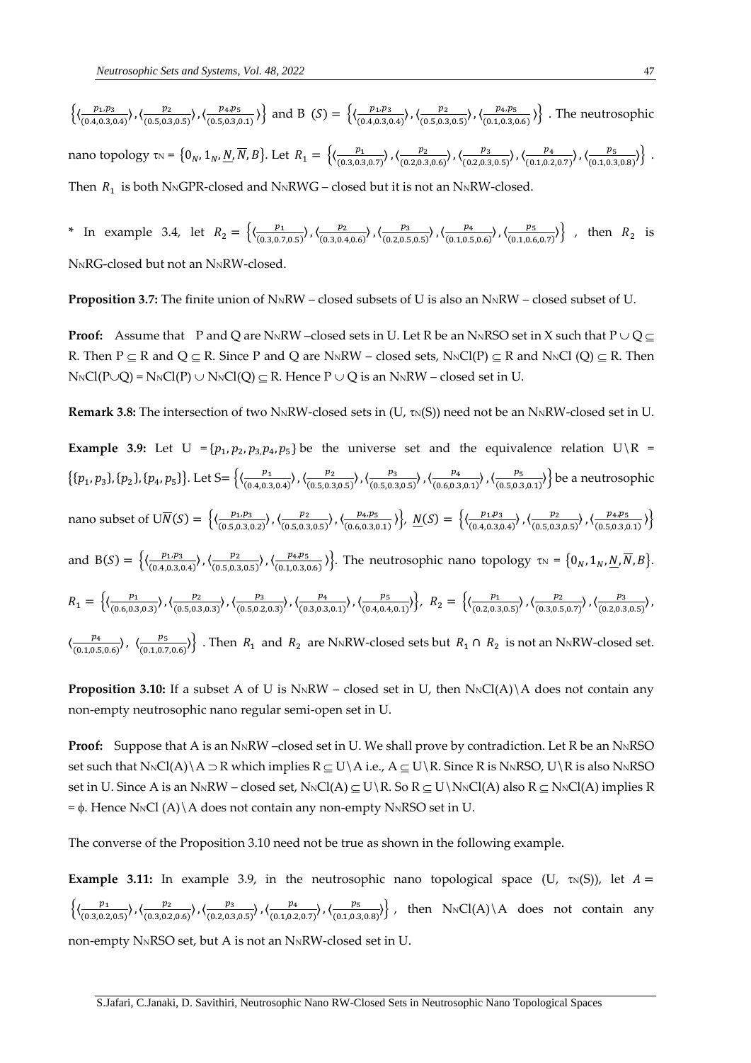$\left\{\langle\frac{p_1,p_3}{(0.4,0.3,0.4)}\rangle,\langle\frac{p_2}{(0.5,0.3,0.5)}\rangle,\langle\frac{p_4,p_5}{(0.5,0.3,0.1)}\rangle\right\}$ and B $(S) = \left\{\langle\frac{p_1,p_3}{(0.4,0.3,0.4)}\rangle,\langle\frac{p_2}{(0.5,0.3,0.5)}\rangle,\langle\frac{p_4,p_5}{(0.1,0.3,0.6)}\rangle\right\}$. The neutrosophic nano topology $\tau_N = \{0_N, 1_N, \underline{N}, \overline{N}, B\}$. Let $R_1 = \left\{\langle\frac{p_1}{(0.3,0.3,0.7)}\rangle,\langle\frac{p_2}{(0.2,0.3,0.6)}\rangle,\langle\frac{p_3}{(0.2,0.3,0.5)}\rangle,\langle\frac{p_4}{(0.1,0.2,0.7)}\rangle,\langle\frac{p_5}{(0.1,0.3,0.8)}\rangle\right\}$. Then $R_1$ is both $N_N$GPR-closed and $N_N$RWG – closed but it is not an $N_N$RW-closed.

* In example 3.4, let $R_2 = \left\{\langle\frac{p_1}{(0.3,0.7,0.5)}\rangle,\langle\frac{p_2}{(0.3,0.4,0.6)}\rangle,\langle\frac{p_3}{(0.2,0.5,0.5)}\rangle,\langle\frac{p_4}{(0.1,0.5,0.6)}\rangle,\langle\frac{p_5}{(0.1,0.6,0.7)}\rangle\right\}$, then $R_2$ is $N_N$RG-closed but not an $N_N$RW-closed.

**Proposition 3.7:** The finite union of $N_N$RW – closed subsets of U is also an $N_N$RW – closed subset of U.

**Proof:** Assume that P and Q are $N_N$RW –closed sets in U. Let R be an $N_N$RSO set in X such that $P \cup Q \subseteq R$. Then $P \subseteq R$ and $Q \subseteq R$. Since P and Q are $N_N$RW – closed sets, $N_N Cl(P) \subseteq R$ and $N_N Cl(Q) \subseteq R$. Then $N_N Cl(P \cup Q) = N_N Cl(P) \cup N_N Cl(Q) \subseteq R$. Hence $P \cup Q$ is an $N_N$RW – closed set in U.

**Remark 3.8:** The intersection of two $N_N$RW-closed sets in (U, $\tau_N(S)$) need not be an $N_N$RW-closed set in U.

**Example 3.9:** Let $U = \{p_1, p_2, p_3, p_4, p_5\}$ be the universe set and the equivalence relation $U \backslash R = \{\{p_1, p_3\}, \{p_2\}, \{p_4, p_5\}\}$. Let $S = \left\{\langle\frac{p_1}{(0.4,0.3,0.4)}\rangle,\langle\frac{p_2}{(0.5,0.3,0.5)}\rangle,\langle\frac{p_3}{(0.5,0.3,0.5)}\rangle,\langle\frac{p_4}{(0.6,0.3,0.1)}\rangle,\langle\frac{p_5}{(0.5,0.3,0.1)}\rangle\right\}$ be a neutrosophic nano subset of U$\overline{N}(S) = \left\{\langle\frac{p_1,p_3}{(0.5,0.3,0.2)}\rangle,\langle\frac{p_2}{(0.5,0.3,0.5)}\rangle,\langle\frac{p_4,p_5}{(0.6,0.3,0.1)}\rangle\right\}$, $\underline{N}(S) = \left\{\langle\frac{p_1,p_3}{(0.4,0.3,0.4)}\rangle,\langle\frac{p_2}{(0.5,0.3,0.5)}\rangle,\langle\frac{p_4,p_5}{(0.5,0.3,0.1)}\rangle\right\}$ and $B(S) = \left\{\langle\frac{p_1,p_3}{(0.4,0.3,0.4)}\rangle,\langle\frac{p_2}{(0.5,0.3,0.5)}\rangle,\langle\frac{p_4,p_5}{(0.1,0.3,0.6)}\rangle\right\}$. The neutrosophic nano topology $\tau_N = \{0_N, 1_N, \underline{N}, \overline{N}, B\}$. $R_1 = \left\{\langle\frac{p_1}{(0.6,0.3,0.3)}\rangle,\langle\frac{p_2}{(0.5,0.3,0.3)}\rangle,\langle\frac{p_3}{(0.5,0.2,0.3)}\rangle,\langle\frac{p_4}{(0.3,0.3,0.1)}\rangle,\langle\frac{p_5}{(0.4,0.4,0.1)}\rangle\right\}$, $R_2 = \left\{\langle\frac{p_1}{(0.2,0.3,0.5)}\rangle,\langle\frac{p_2}{(0.3,0.5,0.7)}\rangle,\langle\frac{p_3}{(0.2,0.3,0.5)}\rangle,\right.$ $\left.\langle\frac{p_4}{(0.1,0.5,0.6)}\rangle,\langle\frac{p_5}{(0.1,0.7,0.6)}\rangle\right\}$. Then $R_1$ and $R_2$ are $N_N$RW-closed sets but $R_1 \cap R_2$ is not an $N_N$RW-closed set.

**Proposition 3.10:** If a subset A of U is $N_N$RW – closed set in U, then $N_N Cl(A) \backslash A$ does not contain any non-empty neutrosophic nano regular semi-open set in U.

**Proof:** Suppose that A is an $N_N$RW –closed set in U. We shall prove by contradiction. Let R be an $N_N$RSO set such that $N_N Cl(A) \backslash A \supset R$ which implies $R \subseteq U \backslash A$ i.e., $A \subseteq U \backslash R$. Since R is $N_N$RSO, $U \backslash R$ is also $N_N$RSO set in U. Since A is an $N_N$RW – closed set, $N_N Cl(A) \subseteq U \backslash R$. So $R \subseteq U \backslash N_N Cl(A)$ also $R \subseteq N_N Cl(A)$ implies $R = \phi$. Hence $N_N Cl(A) \backslash A$ does not contain any non-empty $N_N$RSO set in U.

The converse of the Proposition 3.10 need not be true as shown in the following example.

**Example 3.11:** In example 3.9, in the neutrosophic nano topological space (U, $\tau_N(S)$), let $A = \left\{\langle\frac{p_1}{(0.3,0.2,0.5)}\rangle,\langle\frac{p_2}{(0.3,0.2,0.6)}\rangle,\langle\frac{p_3}{(0.2,0.3,0.5)}\rangle,\langle\frac{p_4}{(0.1,0.2,0.7)}\rangle,\langle\frac{p_5}{(0.1,0.3,0.8)}\rangle\right\}$, then $N_N Cl(A) \backslash A$ does not contain any non-empty $N_N$RSO set, but A is not an $N_N$RW-closed set in U.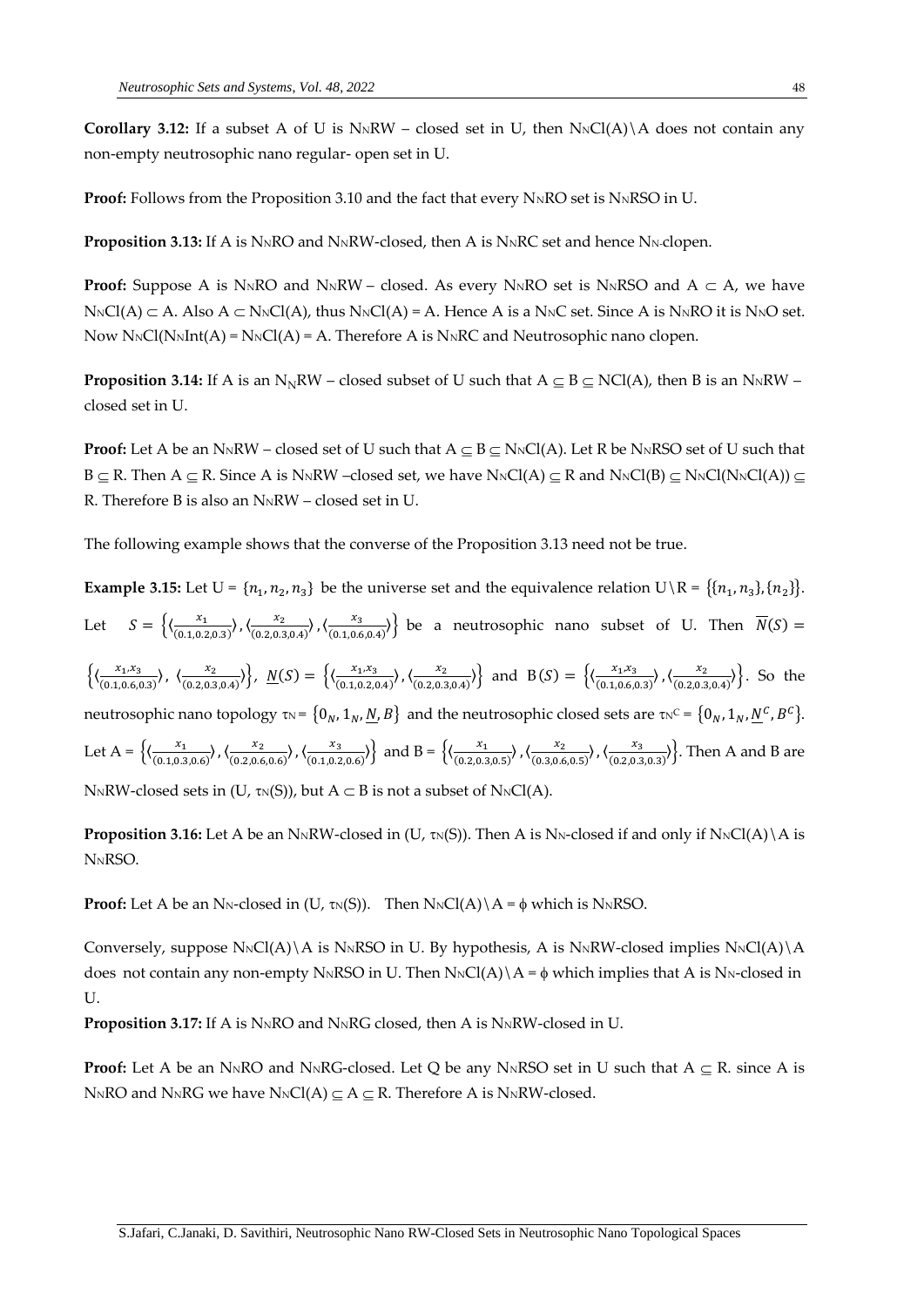**Corollary 3.12:** If a subset A of U is $N_N$RW – closed set in U, then $N_NCl(A)\setminus A$ does not contain any non-empty neutrosophic nano regular- open set in U.

**Proof:** Follows from the Proposition 3.10 and the fact that every $N_N$RO set is $N_N$RSO in U.

**Proposition 3.13:** If A is $N_N$RO and $N_N$RW-closed, then A is $N_N$RC set and hence $N_N$-clopen.

**Proof:** Suppose A is $N_N$RO and $N_N$RW – closed. As every $N_N$RO set is $N_N$RSO and $A \subset A$, we have $N_NCl(A) \subset A$. Also $A \subset N_NCl(A)$, thus $N_NCl(A) = A$. Hence A is a $N_N$C set. Since A is $N_N$RO it is $N_N$O set. Now $N_NCl(N_NInt(A) = N_NCl(A) = A$. Therefore A is $N_N$RC and Neutrosophic nano clopen.

**Proposition 3.14:** If A is an $N_N$RW – closed subset of U such that $A \subseteq B \subseteq NCl(A)$, then B is an $N_N$RW – closed set in U.

**Proof:** Let A be an $N_N$RW – closed set of U such that $A \subseteq B \subseteq N_NCl(A)$. Let R be $N_N$RSO set of U such that $B \subseteq R$. Then $A \subseteq R$. Since A is $N_N$RW –closed set, we have $N_NCl(A) \subseteq R$ and $N_NCl(B) \subseteq N_NCl(N_NCl(A)) \subseteq R$. Therefore B is also an $N_N$RW – closed set in U.

The following example shows that the converse of the Proposition 3.13 need not be true.

**Example 3.15:** Let U = $\{n_1, n_2, n_3\}$ be the universe set and the equivalence relation U\R = $\{\{n_1, n_3\}, \{n_2\}\}$. Let $S = \left\{\langle\frac{x_1}{(0.1,0.2,0.3)}\rangle, \langle\frac{x_2}{(0.2,0.3,0.4)}\rangle, \langle\frac{x_3}{(0.1,0.6,0.4)}\rangle\right\}$ be a neutrosophic nano subset of U. Then $\overline{N}(S) = \left\{\langle\frac{x_1,x_3}{(0.1,0.6,0.3)}\rangle, \langle\frac{x_2}{(0.2,0.3,0.4)}\rangle\right\}$, $\underline{N}(S) = \left\{\langle\frac{x_1,x_3}{(0.1,0.2,0.4)}\rangle, \langle\frac{x_2}{(0.2,0.3,0.4)}\rangle\right\}$ and $B(S) = \left\{\langle\frac{x_1,x_3}{(0.1,0.6,0.3)}\rangle, \langle\frac{x_2}{(0.2,0.3,0.4)}\rangle\right\}$. So the neutrosophic nano topology $\tau_N = \{0_N, 1_N, \underline{N}, B\}$ and the neutrosophic closed sets are $\tau_N{}^C = \{0_N, 1_N, \underline{N}^C, B^C\}$. Let A = $\left\{\langle\frac{x_1}{(0.1,0.3,0.6)}\rangle, \langle\frac{x_2}{(0.2,0.6,0.6)}\rangle, \langle\frac{x_3}{(0.1,0.2,0.6)}\rangle\right\}$ and B = $\left\{\langle\frac{x_1}{(0.2,0.3,0.5)}\rangle, \langle\frac{x_2}{(0.3,0.6,0.5)}\rangle, \langle\frac{x_3}{(0.2,0.3,0.3)}\rangle\right\}$. Then A and B are $N_N$RW-closed sets in (U, $\tau_N$(S)), but $A \subset B$ is not a subset of $N_NCl(A)$.

**Proposition 3.16:** Let A be an $N_N$RW-closed in (U, $\tau_N$(S)). Then A is $N_N$-closed if and only if $N_NCl(A)\setminus A$ is $N_N$RSO.

**Proof:** Let A be an $N_N$-closed in (U, $\tau_N$(S)). Then $N_NCl(A)\setminus A = \phi$ which is $N_N$RSO.

Conversely, suppose $N_NCl(A)\setminus A$ is $N_N$RSO in U. By hypothesis, A is $N_N$RW-closed implies $N_NCl(A)\setminus A$ does not contain any non-empty $N_N$RSO in U. Then $N_NCl(A)\setminus A = \phi$ which implies that A is $N_N$-closed in U.

**Proposition 3.17:** If A is $N_N$RO and $N_N$RG closed, then A is $N_N$RW-closed in U.

**Proof:** Let A be an $N_N$RO and $N_N$RG-closed. Let Q be any $N_N$RSO set in U such that $A \subseteq R$. since A is $N_N$RO and $N_N$RG we have $N_NCl(A) \subseteq A \subseteq R$. Therefore A is $N_N$RW-closed.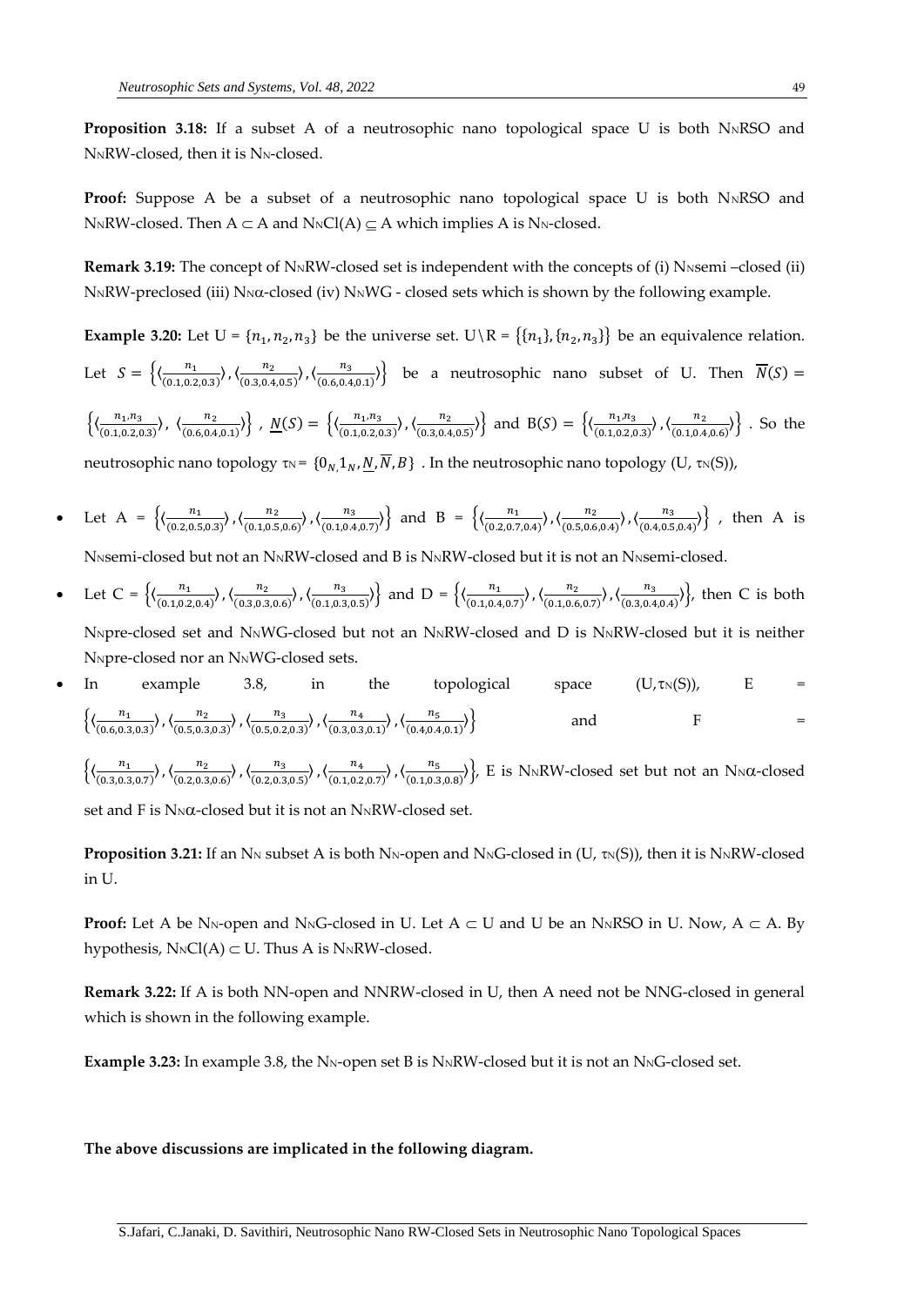**Proposition 3.18:** If a subset A of a neutrosophic nano topological space U is both N$_N$RSO and N$_N$RW-closed, then it is N$_N$-closed.

**Proof:** Suppose A be a subset of a neutrosophic nano topological space U is both N$_N$RSO and N$_N$RW-closed. Then $A \subset A$ and N$_N$Cl(A) $\subseteq$ A which implies A is N$_N$-closed.

**Remark 3.19:** The concept of N$_N$RW-closed set is independent with the concepts of (i) N$_N$semi –closed (ii) N$_N$RW-preclosed (iii) N$_N\alpha$-closed (iv) N$_N$WG - closed sets which is shown by the following example.

**Example 3.20:** Let U = $\{n_1, n_2, n_3\}$ be the universe set. U\R = $\{\{n_1\}, \{n_2, n_3\}\}$ be an equivalence relation. Let $S = \left\{\langle\frac{n_1}{(0.1,0.2,0.3)}\rangle, \langle\frac{n_2}{(0.3,0.4,0.5)}\rangle, \langle\frac{n_3}{(0.6,0.4,0.1)}\rangle\right\}$ be a neutrosophic nano subset of U. Then $\overline{N}(S) = \left\{\langle\frac{n_1,n_3}{(0.1,0.2,0.3)}\rangle, \langle\frac{n_2}{(0.6,0.4,0.1)}\rangle\right\}$, $\underline{N}(S) = \left\{\langle\frac{n_1,n_3}{(0.1,0.2,0.3)}\rangle, \langle\frac{n_2}{(0.3,0.4,0.5)}\rangle\right\}$ and B(S) = $\left\{\langle\frac{n_1,n_3}{(0.1,0.2,0.3)}\rangle, \langle\frac{n_2}{(0.1,0.4,0.6)}\rangle\right\}$ . So the neutrosophic nano topology $\tau_N = \{0_N, 1_N, \underline{N}, \overline{N}, B\}$ . In the neutrosophic nano topology (U, $\tau_N$(S)),

- Let A = $\left\{\langle\frac{n_1}{(0.2,0.5,0.3)}\rangle, \langle\frac{n_2}{(0.1,0.5,0.6)}\rangle, \langle\frac{n_3}{(0.1,0.4,0.7)}\rangle\right\}$ and B = $\left\{\langle\frac{n_1}{(0.2,0.7,0.4)}\rangle, \langle\frac{n_2}{(0.5,0.6,0.4)}\rangle, \langle\frac{n_3}{(0.4,0.5,0.4)}\rangle\right\}$ , then A is N$_N$semi-closed but not an N$_N$RW-closed and B is N$_N$RW-closed but it is not an N$_N$semi-closed.
- Let C = $\left\{\langle\frac{n_1}{(0.1,0.2,0.4)}\rangle, \langle\frac{n_2}{(0.3,0.3,0.6)}\rangle, \langle\frac{n_3}{(0.1,0.3,0.5)}\rangle\right\}$ and D = $\left\{\langle\frac{n_1}{(0.1,0.4,0.7)}\rangle, \langle\frac{n_2}{(0.1,0.6,0.7)}\rangle, \langle\frac{n_3}{(0.3,0.4,0.4)}\rangle\right\}$, then C is both N$_N$pre-closed set and N$_N$WG-closed but not an N$_N$RW-closed and D is N$_N$RW-closed but it is neither N$_N$pre-closed nor an N$_N$WG-closed sets.
- In example 3.8, in the topological space (U, $\tau_N$(S)), E = $\left\{\langle\frac{n_1}{(0.6,0.3,0.3)}\rangle, \langle\frac{n_2}{(0.5,0.3,0.3)}\rangle, \langle\frac{n_3}{(0.5,0.2,0.3)}\rangle, \langle\frac{n_4}{(0.3,0.3,0.1)}\rangle, \langle\frac{n_5}{(0.4,0.4,0.1)}\rangle\right\}$ and F = $\left\{\langle\frac{n_1}{(0.3,0.3,0.7)}\rangle, \langle\frac{n_2}{(0.2,0.3,0.6)}\rangle, \langle\frac{n_3}{(0.2,0.3,0.5)}\rangle, \langle\frac{n_4}{(0.1,0.2,0.7)}\rangle, \langle\frac{n_5}{(0.1,0.3,0.8)}\rangle\right\}$, E is N$_N$RW-closed set but not an N$_N\alpha$-closed set and F is N$_N\alpha$-closed but it is not an N$_N$RW-closed set.

**Proposition 3.21:** If an N$_N$ subset A is both N$_N$-open and N$_N$G-closed in (U, $\tau_N$(S)), then it is N$_N$RW-closed in U.

**Proof:** Let A be N$_N$-open and N$_N$G-closed in U. Let $A \subset U$ and U be an N$_N$RSO in U. Now, $A \subset A$. By hypothesis, N$_N$Cl(A) $\subset$ U. Thus A is N$_N$RW-closed.

**Remark 3.22:** If A is both NN-open and NNRW-closed in U, then A need not be NNG-closed in general which is shown in the following example.

**Example 3.23:** In example 3.8, the N$_N$-open set B is N$_N$RW-closed but it is not an N$_N$G-closed set.

**The above discussions are implicated in the following diagram.**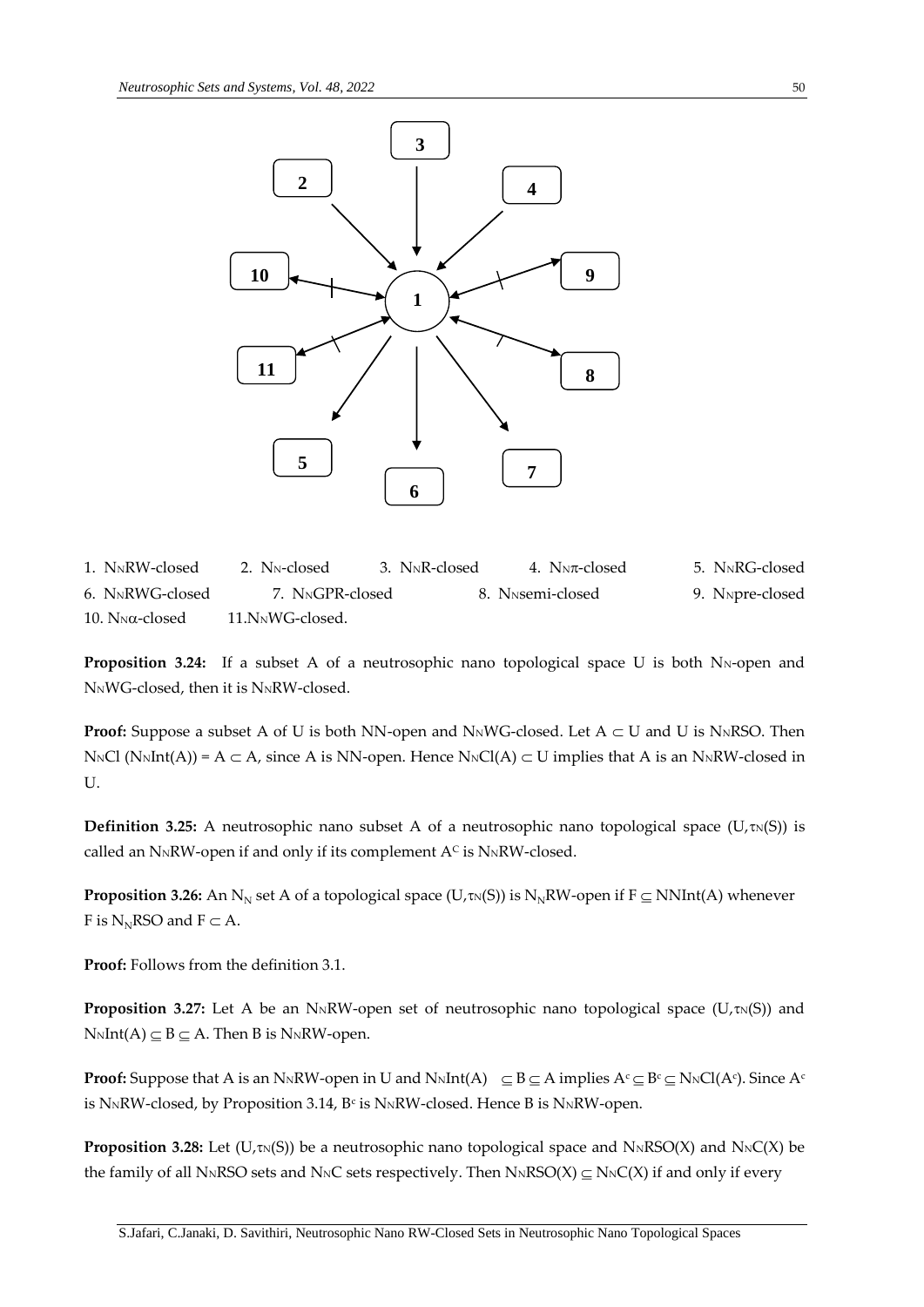1. $N_N$RW-closed 2. $N_N$-closed 3. $N_N$R-closed 4. $N_N\pi$-closed 5. $N_N$RG-closed
6. $N_N$RWG-closed 7. $N_N$GPR-closed 8. $N_N$semi-closed 9. $N_N$pre-closed
10. $N_N\alpha$-closed 11. $N_N$WG-closed.

**Proposition 3.24:** If a subset A of a neutrosophic nano topological space U is both $N_N$-open and $N_N$WG-closed, then it is $N_N$RW-closed.

**Proof:** Suppose a subset A of U is both NN-open and $N_N$WG-closed. Let $A \subset U$ and U is $N_N$RSO. Then $N_N Cl(N_N Int(A)) = A \subset A$, since A is NN-open. Hence $N_N Cl(A) \subset U$ implies that A is an $N_N$RW-closed in U.

**Definition 3.25:** A neutrosophic nano subset A of a neutrosophic nano topological space $(U, \tau_N(S))$ is called an $N_N$RW-open if and only if its complement $A^C$ is $N_N$RW-closed.

**Proposition 3.26:** An $N_N$ set A of a topological space $(U, \tau_N(S))$ is $N_N$RW-open if $F \subseteq NNInt(A)$ whenever F is $N_N$RSO and $F \subset A$.

**Proof:** Follows from the definition 3.1.

**Proposition 3.27:** Let A be an $N_N$RW-open set of neutrosophic nano topological space $(U, \tau_N(S))$ and $N_N Int(A) \subseteq B \subseteq A$. Then B is $N_N$RW-open.

**Proof:** Suppose that A is an $N_N$RW-open in U and $N_N Int(A) \subseteq B \subseteq A$ implies $A^c \subseteq B^c \subseteq N_N Cl(A^c)$. Since $A^c$ is $N_N$RW-closed, by Proposition 3.14, $B^c$ is $N_N$RW-closed. Hence B is $N_N$RW-open.

**Proposition 3.28:** Let $(U, \tau_N(S))$ be a neutrosophic nano topological space and $N_N RSO(X)$ and $N_N C(X)$ be the family of all $N_N$RSO sets and $N_N$C sets respectively. Then $N_N RSO(X) \subseteq N_N C(X)$ if and only if every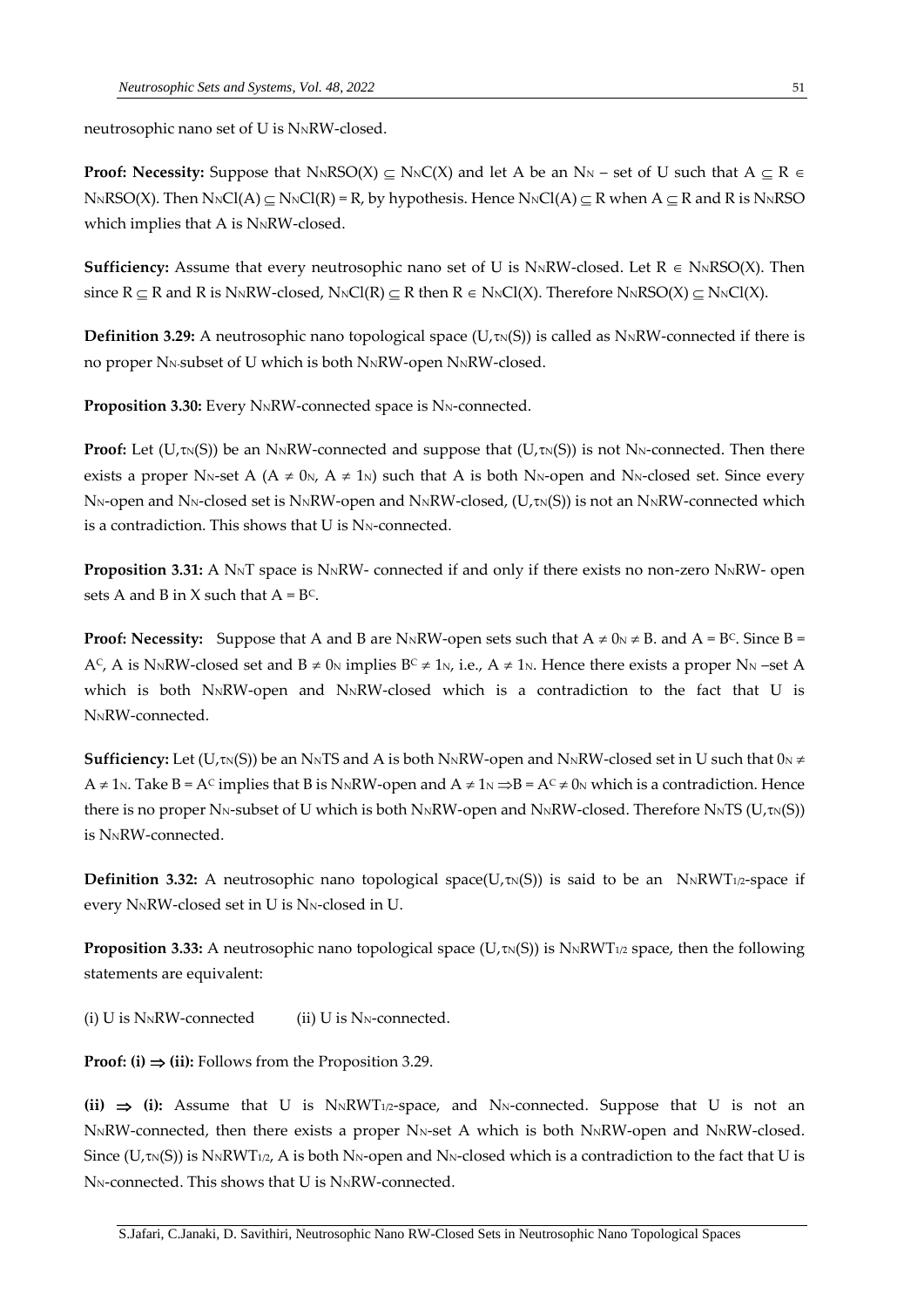neutrosophic nano set of U is $N_N$RW-closed.

**Proof: Necessity:** Suppose that $N_NRSO(X) \subseteq N_NC(X)$ and let A be an $N_N$ – set of U such that $A \subseteq R \in N_NRSO(X)$. Then $N_NCl(A) \subseteq N_NCl(R) = R$, by hypothesis. Hence $N_NCl(A) \subseteq R$ when $A \subseteq R$ and R is $N_N$RSO which implies that A is $N_N$RW-closed.

**Sufficiency:** Assume that every neutrosophic nano set of U is $N_N$RW-closed. Let $R \in N_NRSO(X)$. Then since $R \subseteq R$ and R is $N_N$RW-closed, $N_NCl(R) \subseteq R$ then $R \in N_NCl(X)$. Therefore $N_NRSO(X) \subseteq N_NCl(X)$.

**Definition 3.29:** A neutrosophic nano topological space $(U,\tau_N(S))$ is called as $N_N$RW-connected if there is no proper $N_N$-subset of U which is both $N_N$RW-open $N_N$RW-closed.

**Proposition 3.30:** Every $N_N$RW-connected space is $N_N$-connected.

**Proof:** Let $(U,\tau_N(S))$ be an $N_N$RW-connected and suppose that $(U,\tau_N(S))$ is not $N_N$-connected. Then there exists a proper $N_N$-set A ($A \neq 0_N$, $A \neq 1_N$) such that A is both $N_N$-open and $N_N$-closed set. Since every $N_N$-open and $N_N$-closed set is $N_N$RW-open and $N_N$RW-closed, $(U,\tau_N(S))$ is not an $N_N$RW-connected which is a contradiction. This shows that U is $N_N$-connected.

**Proposition 3.31:** A $N_N$T space is $N_N$RW- connected if and only if there exists no non-zero $N_N$RW- open sets A and B in X such that $A = B^C$.

**Proof: Necessity:** Suppose that A and B are $N_N$RW-open sets such that $A \neq 0_N \neq B$. and $A = B^C$. Since $B = A^C$, A is $N_N$RW-closed set and $B \neq 0_N$ implies $B^C \neq 1_N$, i.e., $A \neq 1_N$. Hence there exists a proper $N_N$ –set A which is both $N_N$RW-open and $N_N$RW-closed which is a contradiction to the fact that U is $N_N$RW-connected.

**Sufficiency:** Let $(U,\tau_N(S))$ be an $N_N$TS and A is both $N_N$RW-open and $N_N$RW-closed set in U such that $0_N \neq A \neq 1_N$. Take $B = A^C$ implies that B is $N_N$RW-open and $A \neq 1_N \Rightarrow B = A^C \neq 0_N$ which is a contradiction. Hence there is no proper $N_N$-subset of U which is both $N_N$RW-open and $N_N$RW-closed. Therefore $N_N$TS $(U,\tau_N(S))$ is $N_N$RW-connected.

**Definition 3.32:** A neutrosophic nano topological space$(U,\tau_N(S))$ is said to be an $N_NRWT_{1/2}$-space if every $N_N$RW-closed set in U is $N_N$-closed in U.

**Proposition 3.33:** A neutrosophic nano topological space $(U,\tau_N(S))$ is $N_NRWT_{1/2}$ space, then the following statements are equivalent:

(i) U is $N_N$RW-connected (ii) U is $N_N$-connected.

**Proof: (i) $\Rightarrow$ (ii):** Follows from the Proposition 3.29.

**(ii) $\Rightarrow$ (i):** Assume that U is $N_NRWT_{1/2}$-space, and $N_N$-connected. Suppose that U is not an $N_N$RW-connected, then there exists a proper $N_N$-set A which is both $N_N$RW-open and $N_N$RW-closed. Since $(U,\tau_N(S))$ is $N_NRWT_{1/2}$, A is both $N_N$-open and $N_N$-closed which is a contradiction to the fact that U is $N_N$-connected. This shows that U is $N_N$RW-connected.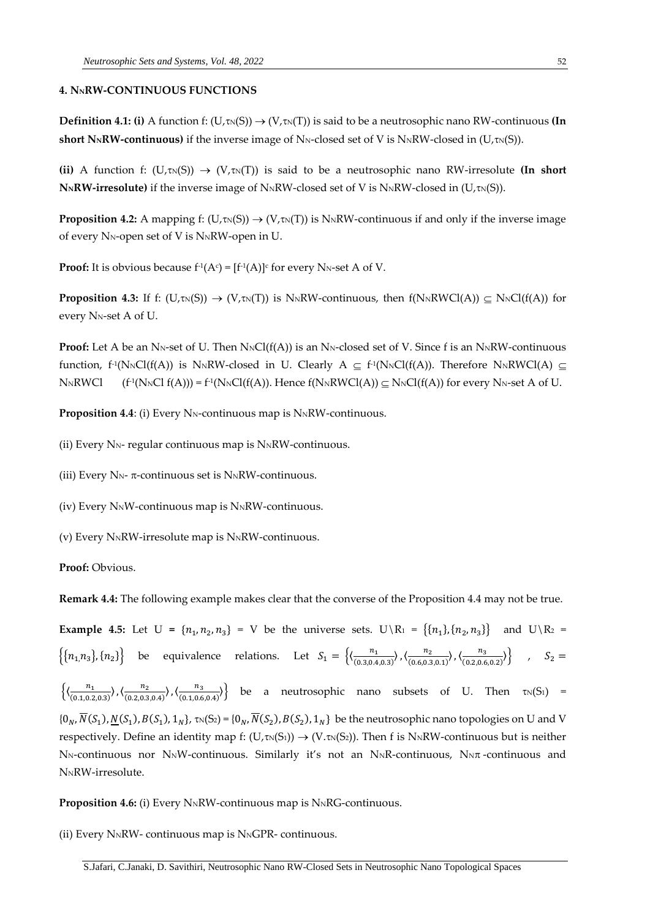### 4. $N_N$RW-CONTINUOUS FUNCTIONS

**Definition 4.1: (i)** A function f: $(U,\tau_N(S)) \rightarrow (V,\tau_N(T))$ is said to be a neutrosophic nano RW-continuous **(In short $N_N$RW-continuous)** if the inverse image of $N_N$-closed set of V is $N_N$RW-closed in $(U,\tau_N(S))$.

**(ii)** A function f: $(U,\tau_N(S)) \rightarrow (V,\tau_N(T))$ is said to be a neutrosophic nano RW-irresolute **(In short $N_N$RW-irresolute)** if the inverse image of $N_N$RW-closed set of V is $N_N$RW-closed in $(U,\tau_N(S))$.

**Proposition 4.2:** A mapping f: $(U,\tau_N(S)) \rightarrow (V,\tau_N(T))$ is $N_N$RW-continuous if and only if the inverse image of every $N_N$-open set of V is $N_N$RW-open in U.

**Proof:** It is obvious because $f^{-1}(A^c) = [f^{-1}(A)]^c$ for every $N_N$-set A of V.

**Proposition 4.3:** If f: $(U,\tau_N(S)) \rightarrow (V,\tau_N(T))$ is $N_N$RW-continuous, then $f(N_NRWCl(A)) \subseteq N_NCl(f(A))$ for every $N_N$-set A of U.

**Proof:** Let A be an $N_N$-set of U. Then $N_NCl(f(A))$ is an $N_N$-closed set of V. Since f is an $N_N$RW-continuous function, $f^{-1}(N_NCl(f(A))$ is $N_N$RW-closed in U. Clearly $A \subseteq f^{-1}(N_NCl(f(A))$. Therefore $N_NRWCl(A) \subseteq N_NRWCl \quad (f^{-1}(N_NCl\ f(A))) = f^{-1}(N_NCl(f(A))$. Hence $f(N_NRWCl(A)) \subseteq N_NCl(f(A))$ for every $N_N$-set A of U.

**Proposition 4.4**: (i) Every $N_N$-continuous map is $N_N$RW-continuous.

(ii) Every $N_N$- regular continuous map is $N_N$RW-continuous.

(iii) Every $N_N$- $\pi$-continuous set is $N_N$RW-continuous.

(iv) Every $N_N$W-continuous map is $N_N$RW-continuous.

(v) Every $N_N$RW-irresolute map is $N_N$RW-continuous.

**Proof:** Obvious.

**Remark 4.4:** The following example makes clear that the converse of the Proposition 4.4 may not be true.

**Example 4.5:** Let U = $\{n_1, n_2, n_3\}$ = V be the universe sets. $U\backslash R_1 = \{\{n_1\},\{n_2,n_3\}\}$ and $U\backslash R_2 = \{\{n_1, n_3\},\{n_2\}\}$ be equivalence relations. Let $S_1 = \left\{\langle\frac{n_1}{(0.3,0.4,0.3)}\rangle, \langle\frac{n_2}{(0.6,0.3,0.1)}\rangle, \langle\frac{n_3}{(0.2,0.6,0.2)}\rangle\right\}$ , $S_2 = \left\{\langle\frac{n_1}{(0.1,0.2,0.3)}\rangle, \langle\frac{n_2}{(0.2,0.3,0.4)}\rangle, \langle\frac{n_3}{(0.1,0.6,0.4)}\rangle\right\}$ be a neutrosophic nano subsets of U. Then $\tau_N(S_1) = \{0_N, \overline{N}(S_1), \underline{N}(S_1), B(S_1), 1_N\}$, $\tau_N(S_2) = \{0_N, \overline{N}(S_2), B(S_2), 1_N\}$ be the neutrosophic nano topologies on U and V respectively. Define an identity map f: $(U,\tau_N(S_1)) \rightarrow (V.\tau_N(S_2))$. Then f is $N_N$RW-continuous but is neither $N_N$-continuous nor $N_N$W-continuous. Similarly it's not an $N_N$R-continuous, $N_N\pi$-continuous and $N_N$RW-irresolute.

**Proposition 4.6:** (i) Every $N_N$RW-continuous map is $N_N$RG-continuous.

(ii) Every $N_N$RW- continuous map is $N_N$GPR- continuous.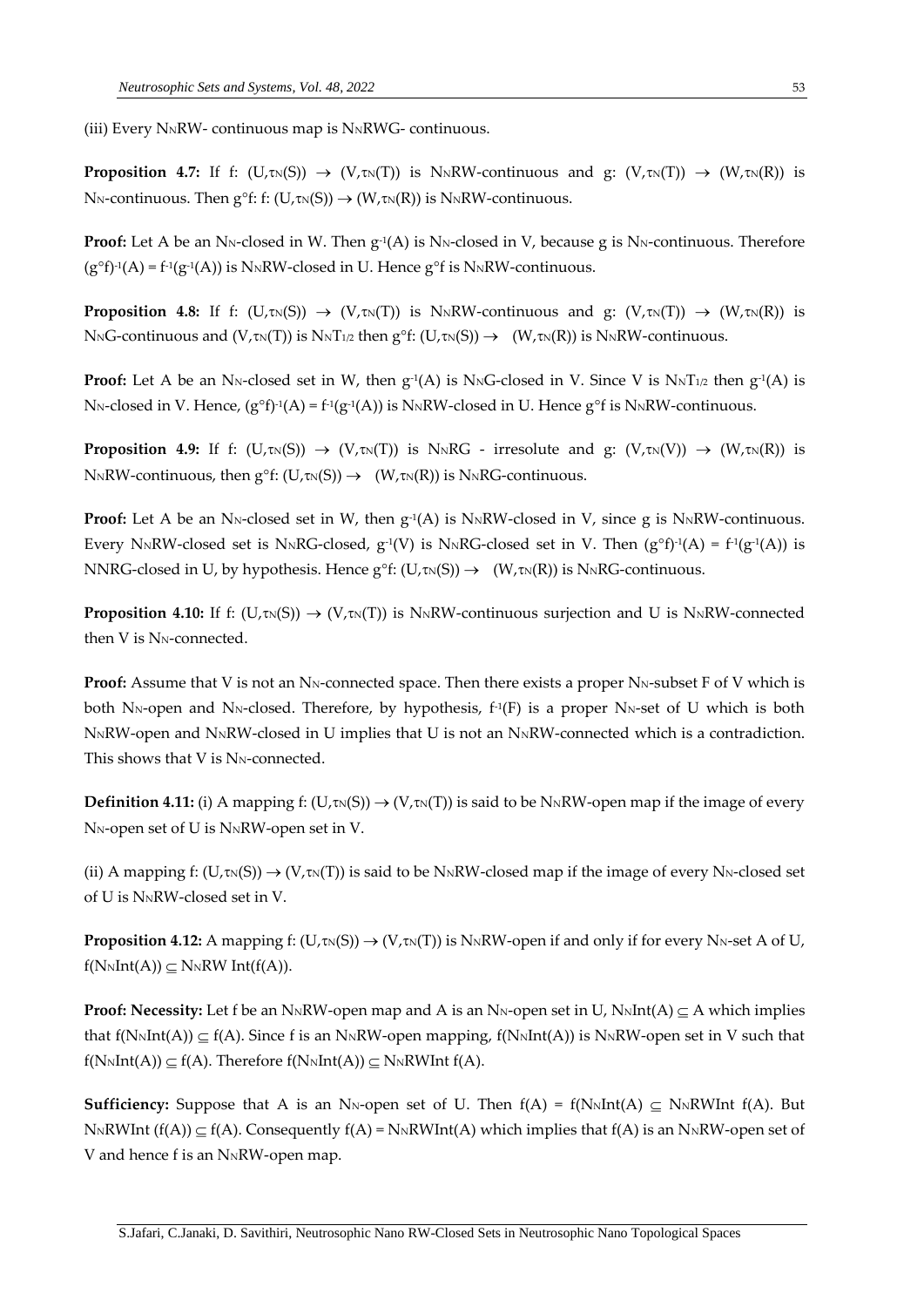(iii) Every $N_N$RW- continuous map is $N_N$RWG- continuous.

**Proposition 4.7:** If f: $(U,\tau_N(S)) \rightarrow (V,\tau_N(T))$ is $N_N$RW-continuous and g: $(V,\tau_N(T)) \rightarrow (W,\tau_N(R))$ is $N_N$-continuous. Then g°f: f: $(U,\tau_N(S)) \rightarrow (W,\tau_N(R))$ is $N_N$RW-continuous.

**Proof:** Let A be an $N_N$-closed in W. Then $g^{-1}(A)$ is $N_N$-closed in V, because g is $N_N$-continuous. Therefore $(g°f)^{-1}(A) = f^{-1}(g^{-1}(A))$ is $N_N$RW-closed in U. Hence g°f is $N_N$RW-continuous.

**Proposition 4.8:** If f: $(U,\tau_N(S)) \rightarrow (V,\tau_N(T))$ is $N_N$RW-continuous and g: $(V,\tau_N(T)) \rightarrow (W,\tau_N(R))$ is $N_N$G-continuous and $(V,\tau_N(T))$ is $N_NT_{1/2}$ then g°f: $(U,\tau_N(S)) \rightarrow (W,\tau_N(R))$ is $N_N$RW-continuous.

**Proof:** Let A be an $N_N$-closed set in W, then $g^{-1}(A)$ is $N_N$G-closed in V. Since V is $N_NT_{1/2}$ then $g^{-1}(A)$ is $N_N$-closed in V. Hence, $(g°f)^{-1}(A) = f^{-1}(g^{-1}(A))$ is $N_N$RW-closed in U. Hence g°f is $N_N$RW-continuous.

**Proposition 4.9:** If f: $(U,\tau_N(S)) \rightarrow (V,\tau_N(T))$ is $N_N$RG - irresolute and g: $(V,\tau_N(V)) \rightarrow (W,\tau_N(R))$ is $N_N$RW-continuous, then g°f: $(U,\tau_N(S)) \rightarrow (W,\tau_N(R))$ is $N_N$RG-continuous.

**Proof:** Let A be an $N_N$-closed set in W, then $g^{-1}(A)$ is $N_N$RW-closed in V, since g is $N_N$RW-continuous. Every $N_N$RW-closed set is $N_N$RG-closed, $g^{-1}(V)$ is $N_N$RG-closed set in V. Then $(g°f)^{-1}(A) = f^{-1}(g^{-1}(A))$ is NNRG-closed in U, by hypothesis. Hence g°f: $(U,\tau_N(S)) \rightarrow (W,\tau_N(R))$ is $N_N$RG-continuous.

**Proposition 4.10:** If f: $(U,\tau_N(S)) \rightarrow (V,\tau_N(T))$ is $N_N$RW-continuous surjection and U is $N_N$RW-connected then V is $N_N$-connected.

**Proof:** Assume that V is not an $N_N$-connected space. Then there exists a proper $N_N$-subset F of V which is both $N_N$-open and $N_N$-closed. Therefore, by hypothesis, $f^{-1}(F)$ is a proper $N_N$-set of U which is both $N_N$RW-open and $N_N$RW-closed in U implies that U is not an $N_N$RW-connected which is a contradiction. This shows that V is $N_N$-connected.

**Definition 4.11:** (i) A mapping f: $(U,\tau_N(S)) \rightarrow (V,\tau_N(T))$ is said to be $N_N$RW-open map if the image of every $N_N$-open set of U is $N_N$RW-open set in V.

(ii) A mapping f: $(U,\tau_N(S)) \rightarrow (V,\tau_N(T))$ is said to be $N_N$RW-closed map if the image of every $N_N$-closed set of U is $N_N$RW-closed set in V.

**Proposition 4.12:** A mapping f: $(U,\tau_N(S)) \rightarrow (V,\tau_N(T))$ is $N_N$RW-open if and only if for every $N_N$-set A of U, $f(N_N Int(A)) \subseteq N_N RW\ Int(f(A))$.

**Proof: Necessity:** Let f be an $N_N$RW-open map and A is an $N_N$-open set in U, $N_N Int(A) \subseteq A$ which implies that $f(N_N Int(A)) \subseteq f(A)$. Since f is an $N_N$RW-open mapping, $f(N_N Int(A))$ is $N_N$RW-open set in V such that $f(N_N Int(A)) \subseteq f(A)$. Therefore $f(N_N Int(A)) \subseteq N_N RWInt\ f(A)$.

**Sufficiency:** Suppose that A is an $N_N$-open set of U. Then $f(A) = f(N_N Int(A) \subseteq N_N RWInt\ f(A)$. But $N_N RWInt\ (f(A)) \subseteq f(A)$. Consequently $f(A) = N_N RWInt(A)$ which implies that f(A) is an $N_N$RW-open set of V and hence f is an $N_N$RW-open map.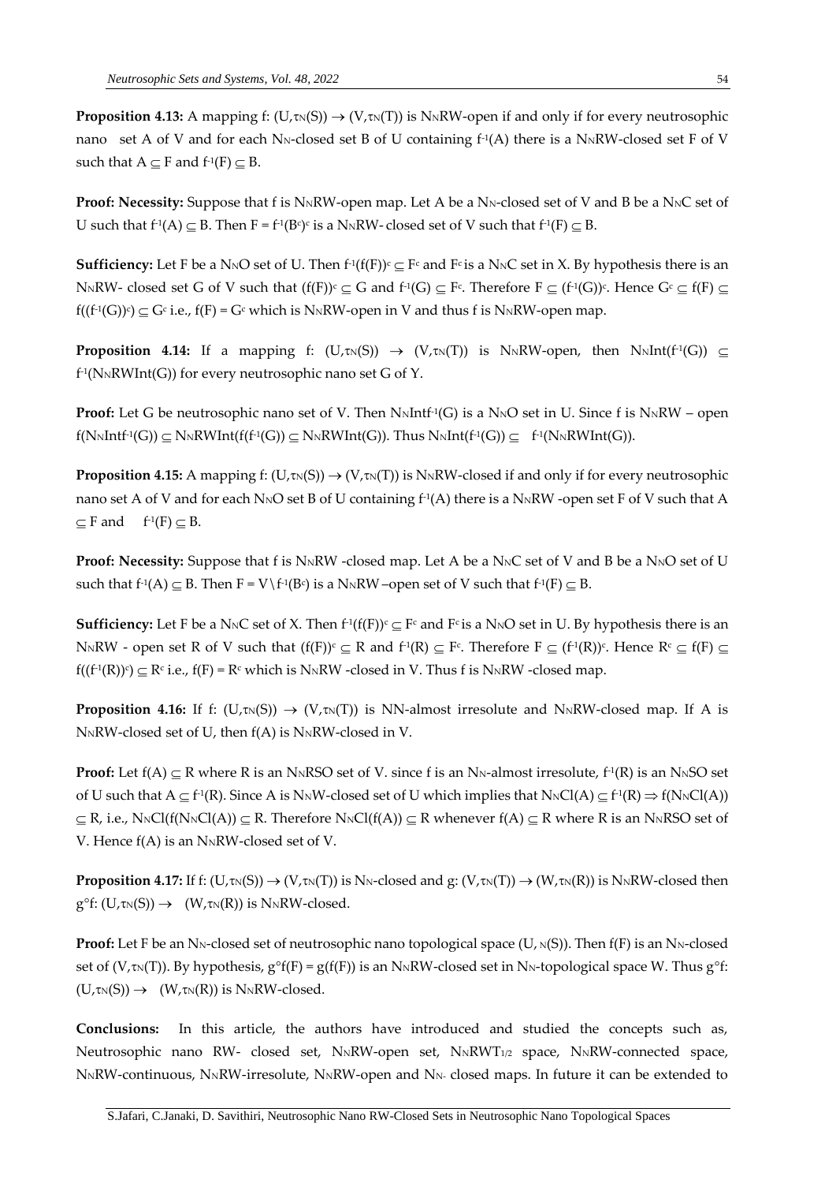**Proposition 4.13:** A mapping f: $(U,\tau_N(S)) \rightarrow (V,\tau_N(T))$ is $N_N$RW-open if and only if for every neutrosophic nano set A of V and for each $N_N$-closed set B of U containing $f^{-1}(A)$ there is a $N_N$RW-closed set F of V such that $A \subseteq F$ and $f^{-1}(F) \subseteq B$.

**Proof: Necessity:** Suppose that f is $N_N$RW-open map. Let A be a $N_N$-closed set of V and B be a $N_N$C set of U such that $f^{-1}(A) \subseteq B$. Then $F = f^{-1}(B^c)^c$ is a $N_N$RW- closed set of V such that $f^{-1}(F) \subseteq B$.

**Sufficiency:** Let F be a $N_N$O set of U. Then $f^{-1}(f(F))^c \subseteq F^c$ and $F^c$ is a $N_N$C set in X. By hypothesis there is an $N_N$RW- closed set G of V such that $(f(F))^c \subseteq G$ and $f^{-1}(G) \subseteq F^c$. Therefore $F \subseteq (f^{-1}(G))^c$. Hence $G^c \subseteq f(F) \subseteq f((f^{-1}(G))^c) \subseteq G^c$ i.e., $f(F) = G^c$ which is $N_N$RW-open in V and thus f is $N_N$RW-open map.

**Proposition 4.14:** If a mapping f: $(U,\tau_N(S)) \rightarrow (V,\tau_N(T))$ is $N_N$RW-open, then $N_N Int(f^{-1}(G)) \subseteq f^{-1}(N_N RWInt(G))$ for every neutrosophic nano set G of Y.

**Proof:** Let G be neutrosophic nano set of V. Then $N_N Intf^{-1}(G)$ is a $N_N$O set in U. Since f is $N_N$RW – open $f(N_N Intf^{-1}(G)) \subseteq N_N RWInt(f(f^{-1}(G)) \subseteq N_N RWInt(G))$. Thus $N_N Int(f^{-1}(G)) \subseteq f^{-1}(N_N RWInt(G))$.

**Proposition 4.15:** A mapping f: $(U,\tau_N(S)) \rightarrow (V,\tau_N(T))$ is $N_N$RW-closed if and only if for every neutrosophic nano set A of V and for each $N_N$O set B of U containing $f^{-1}(A)$ there is a $N_N$RW -open set F of V such that $A \subseteq F$ and $f^{-1}(F) \subseteq B$.

**Proof: Necessity:** Suppose that f is $N_N$RW -closed map. Let A be a $N_N$C set of V and B be a $N_N$O set of U such that $f^{-1}(A) \subseteq B$. Then $F = V \setminus f^{-1}(B^c)$ is a $N_N$RW –open set of V such that $f^{-1}(F) \subseteq B$.

**Sufficiency:** Let F be a $N_N$C set of X. Then $f^{-1}(f(F))^c \subseteq F^c$ and $F^c$ is a $N_N$O set in U. By hypothesis there is an $N_N$RW - open set R of V such that $(f(F))^c \subseteq R$ and $f^{-1}(R) \subseteq F^c$. Therefore $F \subseteq (f^{-1}(R))^c$. Hence $R^c \subseteq f(F) \subseteq f((f^{-1}(R))^c) \subseteq R^c$ i.e., $f(F) = R^c$ which is $N_N$RW -closed in V. Thus f is $N_N$RW -closed map.

**Proposition 4.16:** If f: $(U,\tau_N(S)) \rightarrow (V,\tau_N(T))$ is NN-almost irresolute and $N_N$RW-closed map. If A is $N_N$RW-closed set of U, then f(A) is $N_N$RW-closed in V.

**Proof:** Let $f(A) \subseteq R$ where R is an $N_N$RSO set of V. since f is an $N_N$-almost irresolute, $f^{-1}(R)$ is an $N_N$SO set of U such that $A \subseteq f^{-1}(R)$. Since A is $N_N$W-closed set of U which implies that $N_N Cl(A) \subseteq f^{-1}(R) \Rightarrow f(N_N Cl(A)) \subseteq R$, i.e., $N_N Cl(f(N_N Cl(A)) \subseteq R$. Therefore $N_N Cl(f(A)) \subseteq R$ whenever $f(A) \subseteq R$ where R is an $N_N$RSO set of V. Hence f(A) is an $N_N$RW-closed set of V.

**Proposition 4.17:** If f: $(U,\tau_N(S)) \rightarrow (V,\tau_N(T))$ is $N_N$-closed and g: $(V,\tau_N(T)) \rightarrow (W,\tau_N(R))$ is $N_N$RW-closed then $g\circ f$: $(U,\tau_N(S)) \rightarrow (W,\tau_N(R))$ is $N_N$RW-closed.

**Proof:** Let F be an $N_N$-closed set of neutrosophic nano topological space $(U, _N(S))$. Then f(F) is an $N_N$-closed set of $(V,\tau_N(T))$. By hypothesis, $g\circ f(F) = g(f(F))$ is an $N_N$RW-closed set in $N_N$-topological space W. Thus $g\circ f$: $(U,\tau_N(S)) \rightarrow (W,\tau_N(R))$ is $N_N$RW-closed.

**Conclusions:** In this article, the authors have introduced and studied the concepts such as, Neutrosophic nano RW- closed set, $N_N$RW-open set, $N_N RWT_{1/2}$ space, $N_N$RW-connected space, $N_N$RW-continuous, $N_N$RW-irresolute, $N_N$RW-open and $N_N$- closed maps. In future it can be extended to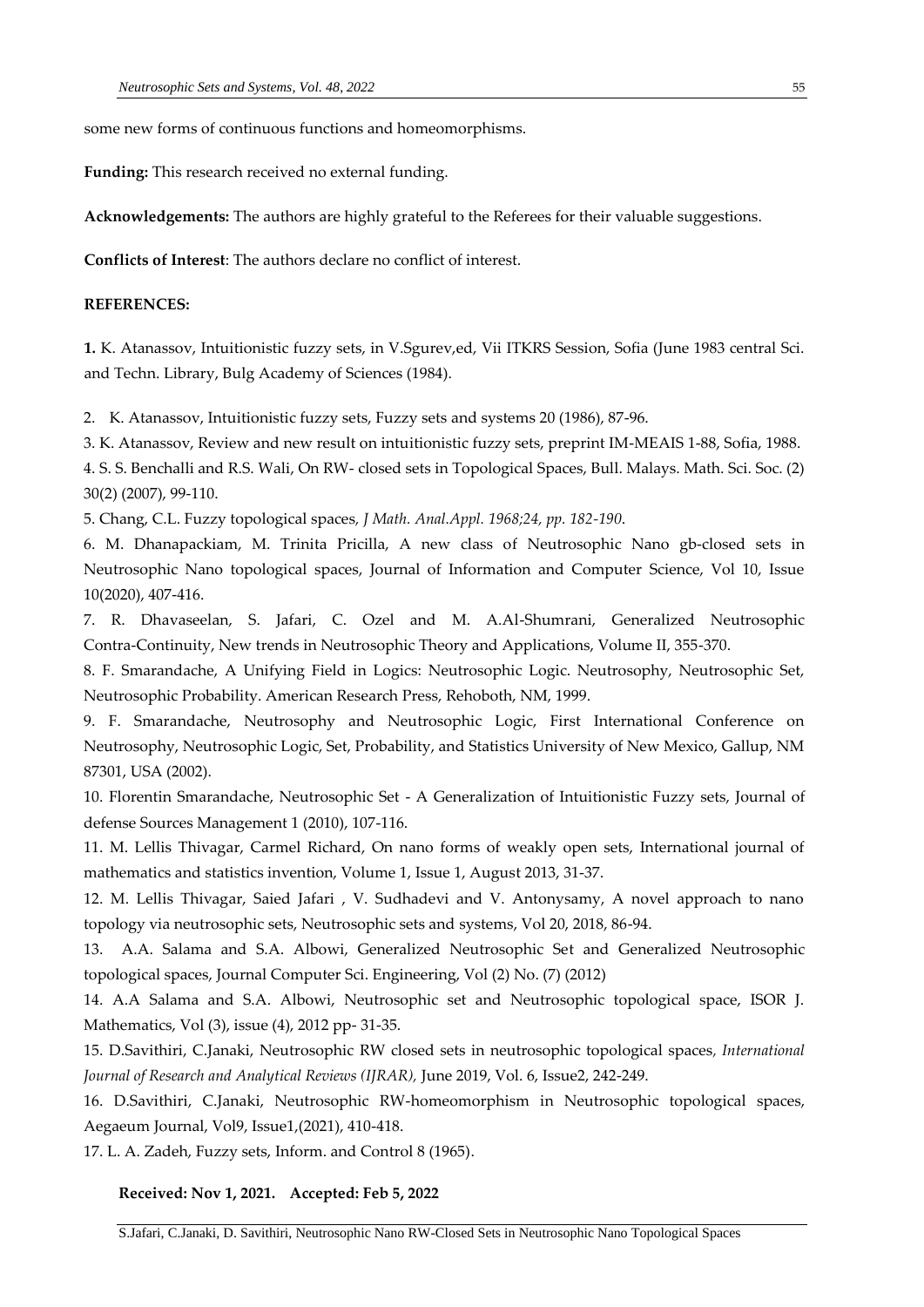some new forms of continuous functions and homeomorphisms.

**Funding:** This research received no external funding.

**Acknowledgements:** The authors are highly grateful to the Referees for their valuable suggestions.

**Conflicts of Interest**: The authors declare no conflict of interest.

**REFERENCES:**

**1.** K. Atanassov, Intuitionistic fuzzy sets, in V.Sgurev,ed, Vii ITKRS Session, Sofia (June 1983 central Sci. and Techn. Library, Bulg Academy of Sciences (1984).

2. K. Atanassov, Intuitionistic fuzzy sets, Fuzzy sets and systems 20 (1986), 87-96.

3. K. Atanassov, Review and new result on intuitionistic fuzzy sets, preprint IM-MEAIS 1-88, Sofia, 1988.

4. S. S. Benchalli and R.S. Wali, On RW- closed sets in Topological Spaces, Bull. Malays. Math. Sci. Soc. (2) 30(2) (2007), 99-110.

5. Chang, C.L. Fuzzy topological spaces*, J Math. Anal.Appl. 1968;24, pp. 182-190*.

6. M. Dhanapackiam, M. Trinita Pricilla, A new class of Neutrosophic Nano gb-closed sets in Neutrosophic Nano topological spaces, Journal of Information and Computer Science, Vol 10, Issue 10(2020), 407-416.

7. R. Dhavaseelan, S. Jafari, C. Ozel and M. A.Al-Shumrani, Generalized Neutrosophic Contra-Continuity, New trends in Neutrosophic Theory and Applications, Volume II, 355-370.

8. F. Smarandache, A Unifying Field in Logics: Neutrosophic Logic. Neutrosophy, Neutrosophic Set, Neutrosophic Probability. American Research Press, Rehoboth, NM, 1999.

9. F. Smarandache, Neutrosophy and Neutrosophic Logic, First International Conference on Neutrosophy, Neutrosophic Logic, Set, Probability, and Statistics University of New Mexico, Gallup, NM 87301, USA (2002).

10. Florentin Smarandache, Neutrosophic Set - A Generalization of Intuitionistic Fuzzy sets, Journal of defense Sources Management 1 (2010), 107-116.

11. M. Lellis Thivagar, Carmel Richard, On nano forms of weakly open sets, International journal of mathematics and statistics invention, Volume 1, Issue 1, August 2013, 31-37.

12. M. Lellis Thivagar, Saied Jafari , V. Sudhadevi and V. Antonysamy, A novel approach to nano topology via neutrosophic sets, Neutrosophic sets and systems, Vol 20, 2018, 86-94.

13. A.A. Salama and S.A. Albowi, Generalized Neutrosophic Set and Generalized Neutrosophic topological spaces, Journal Computer Sci. Engineering, Vol (2) No. (7) (2012)

14. A.A Salama and S.A. Albowi, Neutrosophic set and Neutrosophic topological space, ISOR J. Mathematics, Vol (3), issue (4), 2012 pp- 31-35.

15. D.Savithiri, C.Janaki, Neutrosophic RW closed sets in neutrosophic topological spaces*, International Journal of Research and Analytical Reviews (IJRAR),* June 2019, Vol. 6, Issue2, 242-249.

16. D.Savithiri, C.Janaki, Neutrosophic RW-homeomorphism in Neutrosophic topological spaces, Aegaeum Journal, Vol9, Issue1,(2021), 410-418.

17. L. A. Zadeh, Fuzzy sets, Inform. and Control 8 (1965).

**Received: Nov 1, 2021. Accepted: Feb 5, 2022**